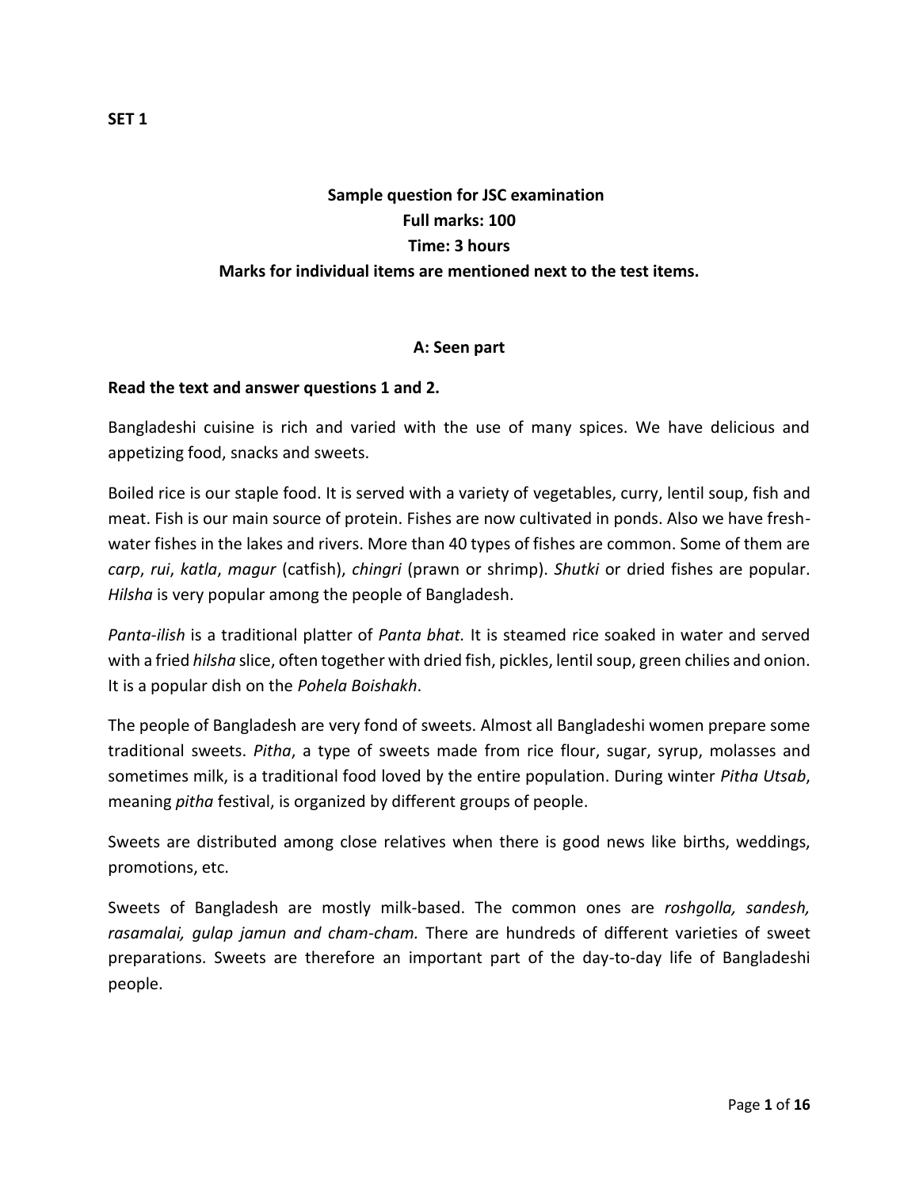**SET 1**

**Sample question for JSC examination**

**Full marks: 100**

**Time: 3 hours**

**Marks for individual items are mentioned next to the test items.**

## A: Seen part

**Read the text and answer questions 1 and 2.**

Bangladeshi cuisine is rich and varied with the use of many spices. We have delicious and appetizing food, snacks and sweets.

Boiled rice is our staple food. It is served with a variety of vegetables, curry, lentil soup, fish and meat. Fish is our main source of protein. Fishes are now cultivated in ponds. Also we have fresh-water fishes in the lakes and rivers. More than 40 types of fishes are common. Some of them are *carp*, *rui*, *katla*, *magur* (catfish), *chingri* (prawn or shrimp). *Shutki* or dried fishes are popular. *Hilsha* is very popular among the people of Bangladesh.

*Panta-ilish* is a traditional platter of *Panta bhat.* It is steamed rice soaked in water and served with a fried *hilsha* slice, often together with dried fish, pickles, lentil soup, green chilies and onion. It is a popular dish on the *Pohela Boishakh*.

The people of Bangladesh are very fond of sweets. Almost all Bangladeshi women prepare some traditional sweets. *Pitha*, a type of sweets made from rice flour, sugar, syrup, molasses and sometimes milk, is a traditional food loved by the entire population. During winter *Pitha Utsab*, meaning *pitha* festival, is organized by different groups of people.

Sweets are distributed among close relatives when there is good news like births, weddings, promotions, etc.

Sweets of Bangladesh are mostly milk-based. The common ones are *roshgolla, sandesh, rasamalai, gulap jamun and cham-cham.* There are hundreds of different varieties of sweet preparations. Sweets are therefore an important part of the day-to-day life of Bangladeshi people.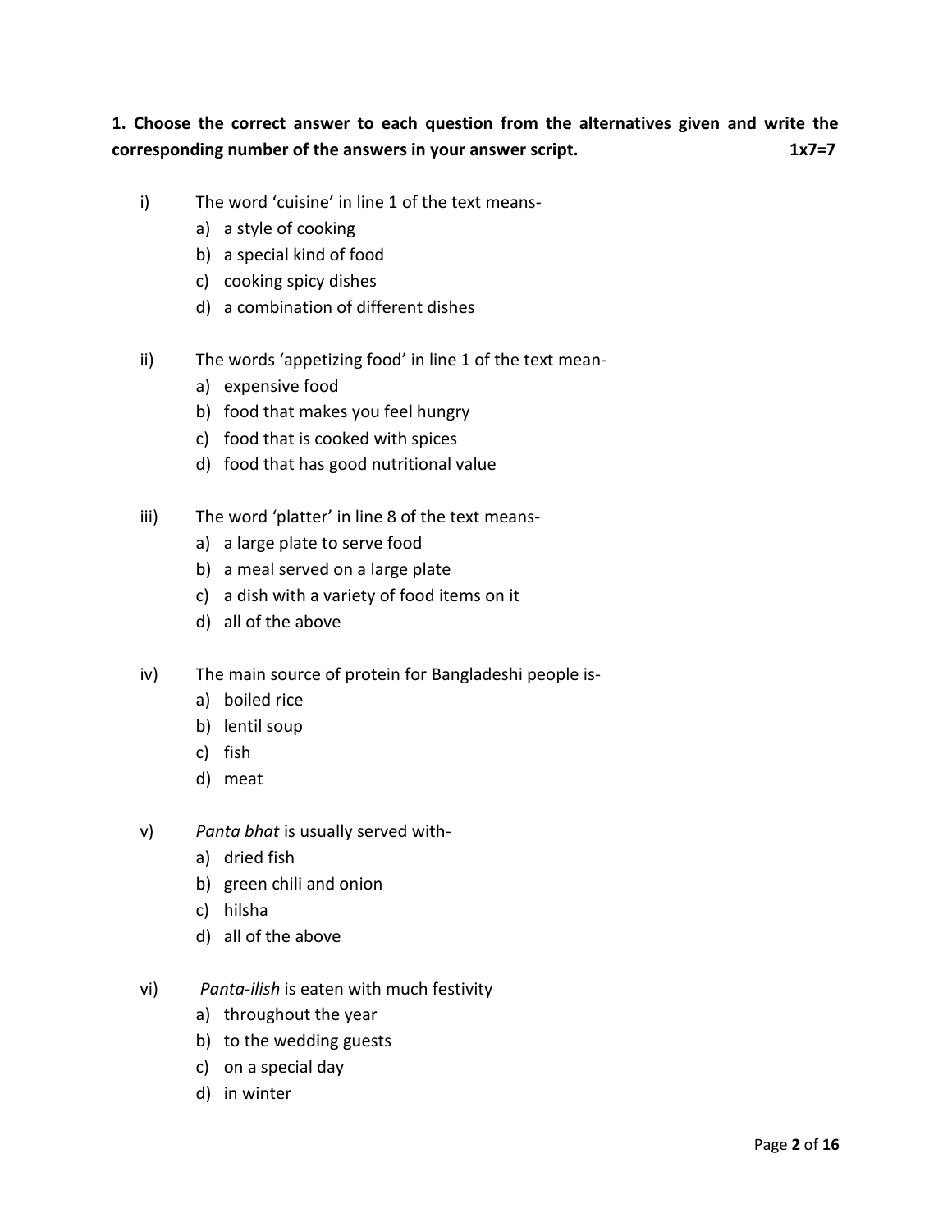**1. Choose the correct answer to each question from the alternatives given and write the corresponding number of the answers in your answer script. 1x7=7**

i) The word 'cuisine' in line 1 of the text means-

a) a style of cooking
b) a special kind of food
c) cooking spicy dishes
d) a combination of different dishes

ii) The words 'appetizing food' in line 1 of the text mean-

a) expensive food
b) food that makes you feel hungry
c) food that is cooked with spices
d) food that has good nutritional value

iii) The word 'platter' in line 8 of the text means-

a) a large plate to serve food
b) a meal served on a large plate
c) a dish with a variety of food items on it
d) all of the above

iv) The main source of protein for Bangladeshi people is-

a) boiled rice
b) lentil soup
c) fish
d) meat

v) *Panta bhat* is usually served with-

a) dried fish
b) green chili and onion
c) hilsha
d) all of the above

vi) *Panta-ilish* is eaten with much festivity

a) throughout the year
b) to the wedding guests
c) on a special day
d) in winter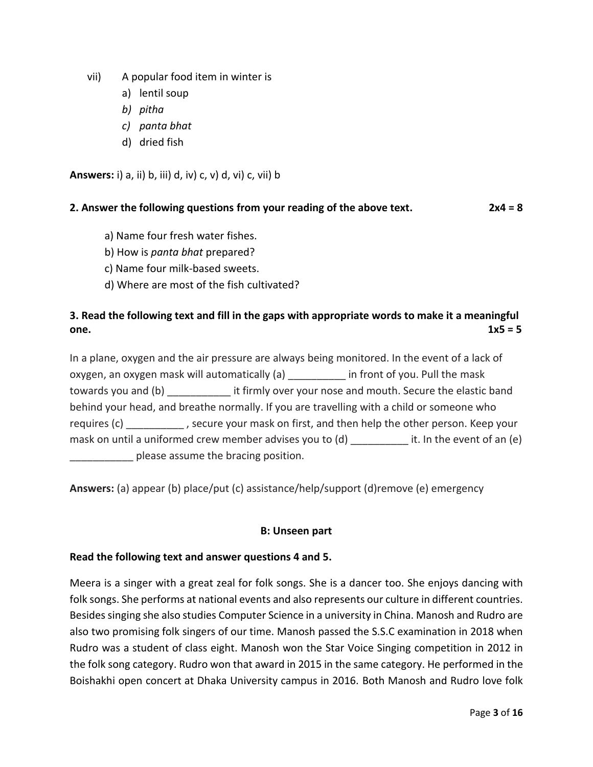vii) A popular food item in winter is

   a) lentil soup
   b) *pitha*
   c) *panta bhat*
   d) dried fish

**Answers:** i) a, ii) b, iii) d, iv) c, v) d, vi) c, vii) b

**2. Answer the following questions from your reading of the above text. 2x4 = 8**

a) Name four fresh water fishes.
b) How is *panta bhat* prepared?
c) Name four milk-based sweets.
d) Where are most of the fish cultivated?

**3. Read the following text and fill in the gaps with appropriate words to make it a meaningful one. 1x5 = 5**

In a plane, oxygen and the air pressure are always being monitored. In the event of a lack of oxygen, an oxygen mask will automatically (a) __________ in front of you. Pull the mask towards you and (b) ___________ it firmly over your nose and mouth. Secure the elastic band behind your head, and breathe normally. If you are travelling with a child or someone who requires (c) __________ , secure your mask on first, and then help the other person. Keep your mask on until a uniformed crew member advises you to (d) __________ it. In the event of an (e) ___________ please assume the bracing position.

**Answers:** (a) appear (b) place/put (c) assistance/help/support (d)remove (e) emergency

**B: Unseen part**

**Read the following text and answer questions 4 and 5.**

Meera is a singer with a great zeal for folk songs. She is a dancer too. She enjoys dancing with folk songs. She performs at national events and also represents our culture in different countries. Besides singing she also studies Computer Science in a university in China. Manosh and Rudro are also two promising folk singers of our time. Manosh passed the S.S.C examination in 2018 when Rudro was a student of class eight. Manosh won the Star Voice Singing competition in 2012 in the folk song category. Rudro won that award in 2015 in the same category. He performed in the Boishakhi open concert at Dhaka University campus in 2016. Both Manosh and Rudro love folk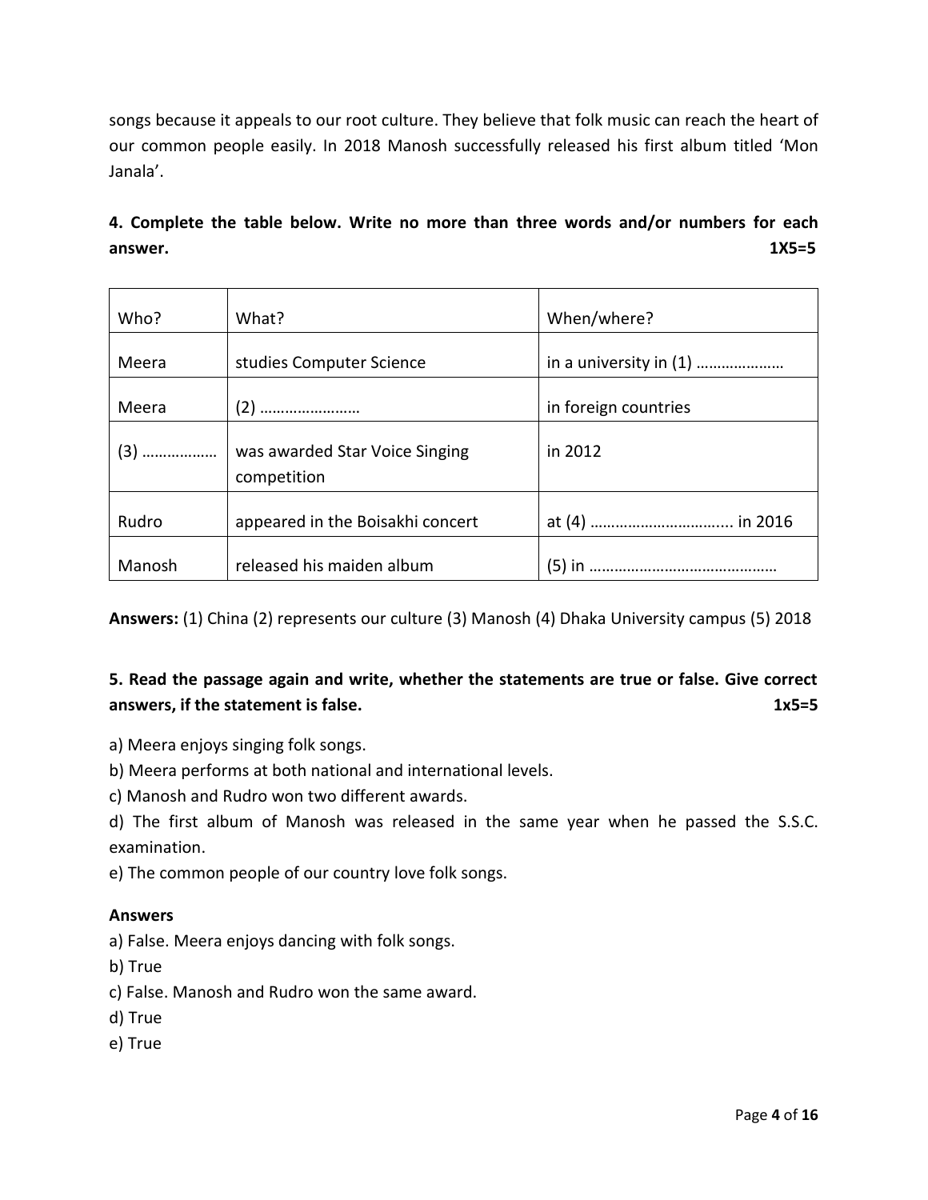songs because it appeals to our root culture. They believe that folk music can reach the heart of our common people easily. In 2018 Manosh successfully released his first album titled 'Mon Janala'.

**4. Complete the table below. Write no more than three words and/or numbers for each answer. 1X5=5**

| Who? | What? | When/where? |
| --- | --- | --- |
| Meera | studies Computer Science | in a university in (1) ………………… |
| Meera | (2) …………………… | in foreign countries |
| (3) …………… | was awarded Star Voice Singing competition | in 2012 |
| Rudro | appeared in the Boisakhi concert | at (4) ……………………….... in 2016 |
| Manosh | released his maiden album | (5) in ……………………………………… |

**Answers:** (1) China (2) represents our culture (3) Manosh (4) Dhaka University campus (5) 2018

**5. Read the passage again and write, whether the statements are true or false. Give correct answers, if the statement is false. 1x5=5**

a) Meera enjoys singing folk songs.

b) Meera performs at both national and international levels.

c) Manosh and Rudro won two different awards.

d) The first album of Manosh was released in the same year when he passed the S.S.C. examination.

e) The common people of our country love folk songs.

**Answers**

a) False. Meera enjoys dancing with folk songs.

b) True

c) False. Manosh and Rudro won the same award.

d) True

e) True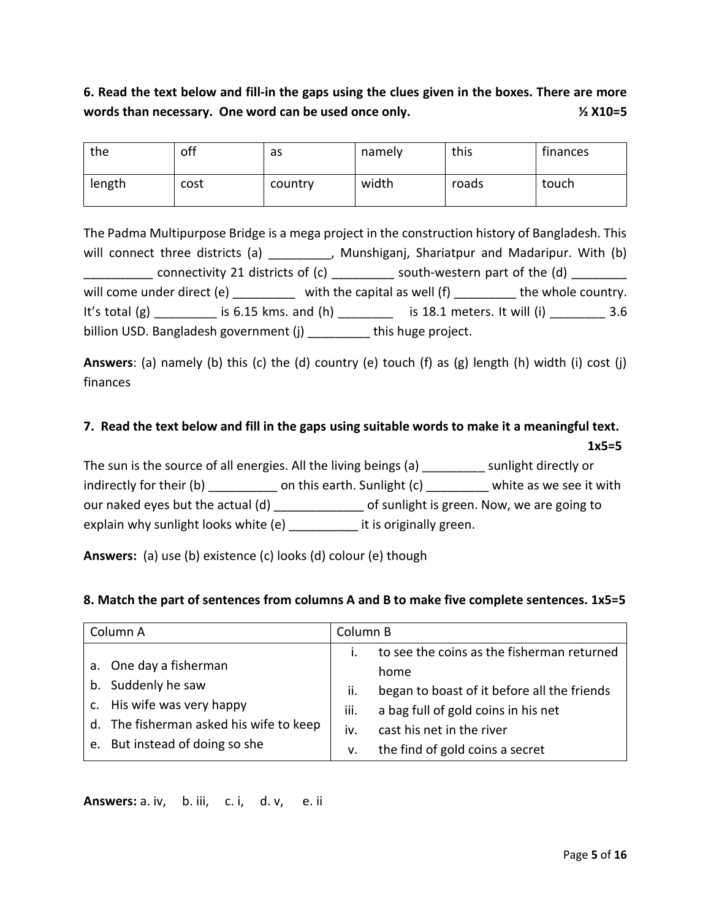**6. Read the text below and fill-in the gaps using the clues given in the boxes. There are more words than necessary. One word can be used once only.** **½ X10=5**

| the | off | as | namely | this | finances |
|---|---|---|---|---|---|
| length | cost | country | width | roads | touch |

The Padma Multipurpose Bridge is a mega project in the construction history of Bangladesh. This will connect three districts (a) _________, Munshiganj, Shariatpur and Madaripur. With (b) __________ connectivity 21 districts of (c) _________ south-western part of the (d) ________ will come under direct (e) _________ with the capital as well (f) _________ the whole country. It's total (g) _________ is 6.15 kms. and (h) ________ is 18.1 meters. It will (i) ________ 3.6 billion USD. Bangladesh government (j) _________ this huge project.

**Answers**: (a) namely (b) this (c) the (d) country (e) touch (f) as (g) length (h) width (i) cost (j) finances

**7. Read the text below and fill in the gaps using suitable words to make it a meaningful text.** **1x5=5**

The sun is the source of all energies. All the living beings (a) _________ sunlight directly or indirectly for their (b) __________ on this earth. Sunlight (c) _________ white as we see it with our naked eyes but the actual (d) _____________ of sunlight is green. Now, we are going to explain why sunlight looks white (e) __________ it is originally green.

**Answers:** (a) use (b) existence (c) looks (d) colour (e) though

**8. Match the part of sentences from columns A and B to make five complete sentences. 1x5=5**

| Column A | Column B |
|---|---|
| a. One day a fisherman | i. to see the coins as the fisherman returned home |
| b. Suddenly he saw | ii. began to boast of it before all the friends |
| c. His wife was very happy | iii. a bag full of gold coins in his net |
| d. The fisherman asked his wife to keep | iv. cast his net in the river |
| e. But instead of doing so she | v. the find of gold coins a secret |

**Answers:** a. iv, b. iii, c. i, d. v, e. ii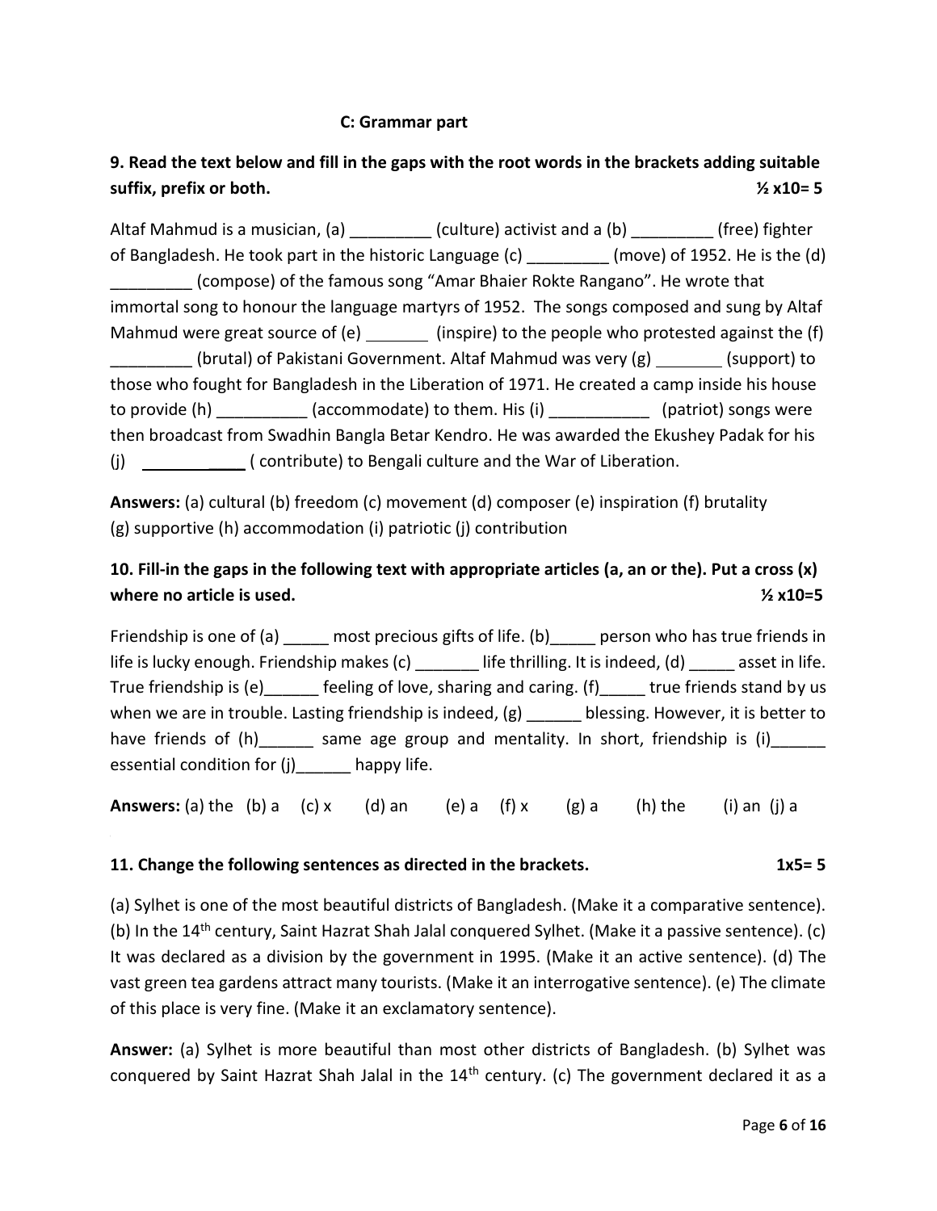### C: Grammar part

**9. Read the text below and fill in the gaps with the root words in the brackets adding suitable suffix, prefix or both. ½ x10= 5**

Altaf Mahmud is a musician, (a) _________ (culture) activist and a (b) _________ (free) fighter of Bangladesh. He took part in the historic Language (c) _________ (move) of 1952. He is the (d) _________ (compose) of the famous song "Amar Bhaier Rokte Rangano". He wrote that immortal song to honour the language martyrs of 1952. The songs composed and sung by Altaf Mahmud were great source of (e) _______ (inspire) to the people who protested against the (f) _________ (brutal) of Pakistani Government. Altaf Mahmud was very (g) _______ (support) to those who fought for Bangladesh in the Liberation of 1971. He created a camp inside his house to provide (h) __________ (accommodate) to them. His (i) ___________ (patriot) songs were then broadcast from Swadhin Bangla Betar Kendro. He was awarded the Ekushey Padak for his (j) ____________ ( contribute) to Bengali culture and the War of Liberation.

**Answers:** (a) cultural (b) freedom (c) movement (d) composer (e) inspiration (f) brutality (g) supportive (h) accommodation (i) patriotic (j) contribution

**10. Fill-in the gaps in the following text with appropriate articles (a, an or the). Put a cross (x) where no article is used. ½ x10=5**

Friendship is one of (a) _____ most precious gifts of life. (b)_____ person who has true friends in life is lucky enough. Friendship makes (c) _______ life thrilling. It is indeed, (d) _____ asset in life. True friendship is (e)______ feeling of love, sharing and caring. (f)_____ true friends stand by us when we are in trouble. Lasting friendship is indeed, (g) ______ blessing. However, it is better to have friends of (h)______ same age group and mentality. In short, friendship is (i)______ essential condition for (j)______ happy life.

**Answers:** (a) the (b) a (c) x (d) an (e) a (f) x (g) a (h) the (i) an (j) a

**11. Change the following sentences as directed in the brackets. 1x5= 5**

(a) Sylhet is one of the most beautiful districts of Bangladesh. (Make it a comparative sentence). (b) In the 14th century, Saint Hazrat Shah Jalal conquered Sylhet. (Make it a passive sentence). (c) It was declared as a division by the government in 1995. (Make it an active sentence). (d) The vast green tea gardens attract many tourists. (Make it an interrogative sentence). (e) The climate of this place is very fine. (Make it an exclamatory sentence).

**Answer:** (a) Sylhet is more beautiful than most other districts of Bangladesh. (b) Sylhet was conquered by Saint Hazrat Shah Jalal in the 14th century. (c) The government declared it as a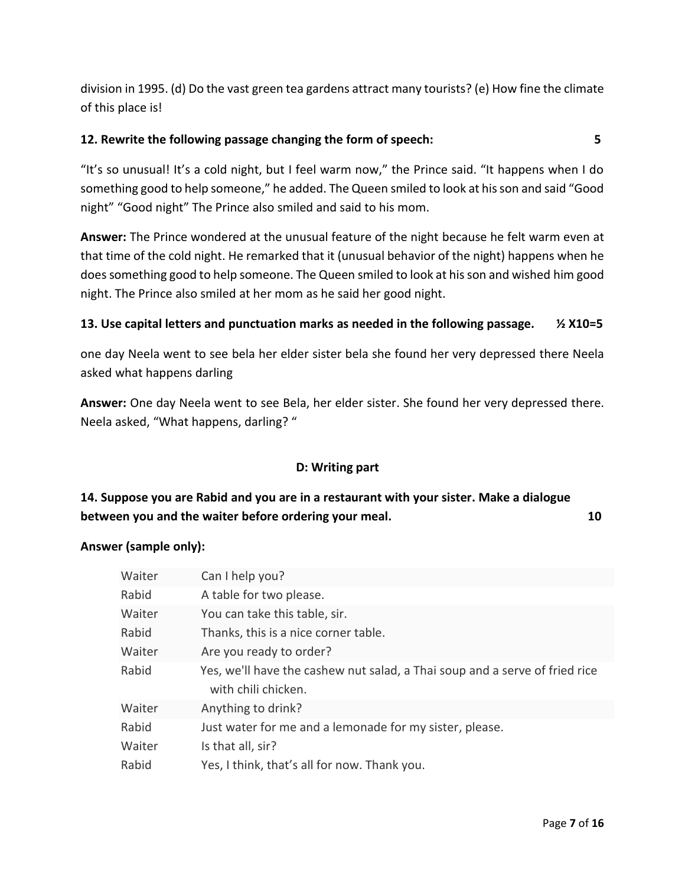division in 1995. (d) Do the vast green tea gardens attract many tourists? (e) How fine the climate of this place is!

**12. Rewrite the following passage changing the form of speech: 5**

"It's so unusual! It's a cold night, but I feel warm now," the Prince said. "It happens when I do something good to help someone," he added. The Queen smiled to look at his son and said "Good night" "Good night" The Prince also smiled and said to his mom.

**Answer:** The Prince wondered at the unusual feature of the night because he felt warm even at that time of the cold night. He remarked that it (unusual behavior of the night) happens when he does something good to help someone. The Queen smiled to look at his son and wished him good night. The Prince also smiled at her mom as he said her good night.

**13. Use capital letters and punctuation marks as needed in the following passage. ½ X10=5**

one day Neela went to see bela her elder sister bela she found her very depressed there Neela asked what happens darling

**Answer:** One day Neela went to see Bela, her elder sister. She found her very depressed there. Neela asked, "What happens, darling? "

## D: Writing part

**14. Suppose you are Rabid and you are in a restaurant with your sister. Make a dialogue between you and the waiter before ordering your meal. 10**

**Answer (sample only):**

| | |
|---|---|
| Waiter | Can I help you? |
| Rabid | A table for two please. |
| Waiter | You can take this table, sir. |
| Rabid | Thanks, this is a nice corner table. |
| Waiter | Are you ready to order? |
| Rabid | Yes, we'll have the cashew nut salad, a Thai soup and a serve of fried rice with chili chicken. |
| Waiter | Anything to drink? |
| Rabid | Just water for me and a lemonade for my sister, please. |
| Waiter | Is that all, sir? |
| Rabid | Yes, I think, that's all for now. Thank you. |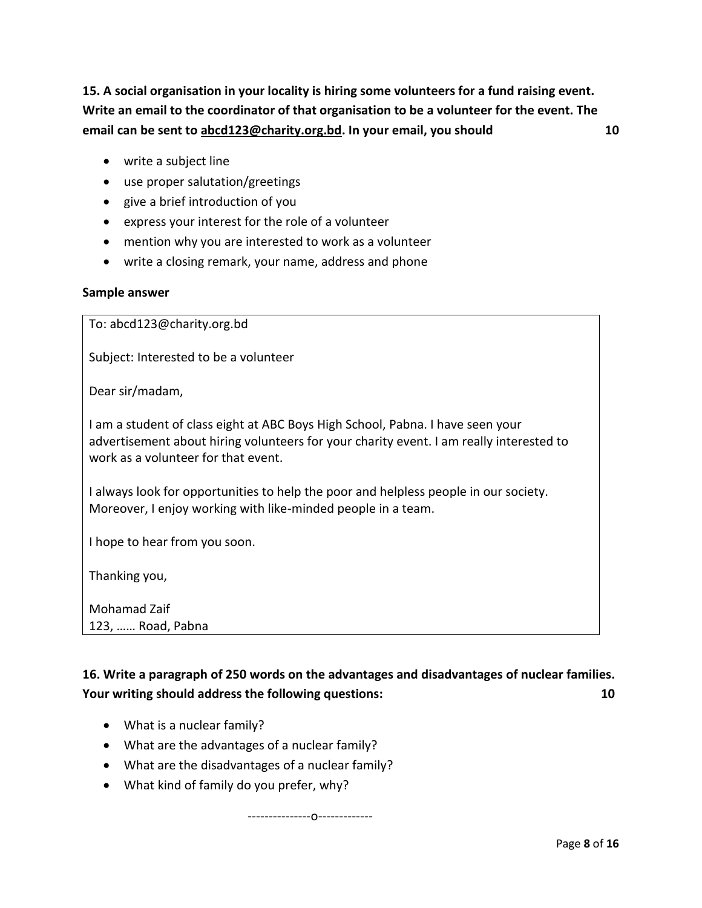**15. A social organisation in your locality is hiring some volunteers for a fund raising event. Write an email to the coordinator of that organisation to be a volunteer for the event. The email can be sent to abcd123@charity.org.bd. In your email, you should** **10**

- write a subject line
- use proper salutation/greetings
- give a brief introduction of you
- express your interest for the role of a volunteer
- mention why you are interested to work as a volunteer
- write a closing remark, your name, address and phone

**Sample answer**

To: abcd123@charity.org.bd

Subject: Interested to be a volunteer

Dear sir/madam,

I am a student of class eight at ABC Boys High School, Pabna. I have seen your advertisement about hiring volunteers for your charity event. I am really interested to work as a volunteer for that event.

I always look for opportunities to help the poor and helpless people in our society. Moreover, I enjoy working with like-minded people in a team.

I hope to hear from you soon.

Thanking you,

Mohamad Zaif
123, …… Road, Pabna

**16. Write a paragraph of 250 words on the advantages and disadvantages of nuclear families. Your writing should address the following questions:** **10**

- What is a nuclear family?
- What are the advantages of a nuclear family?
- What are the disadvantages of a nuclear family?
- What kind of family do you prefer, why?

---------------o-------------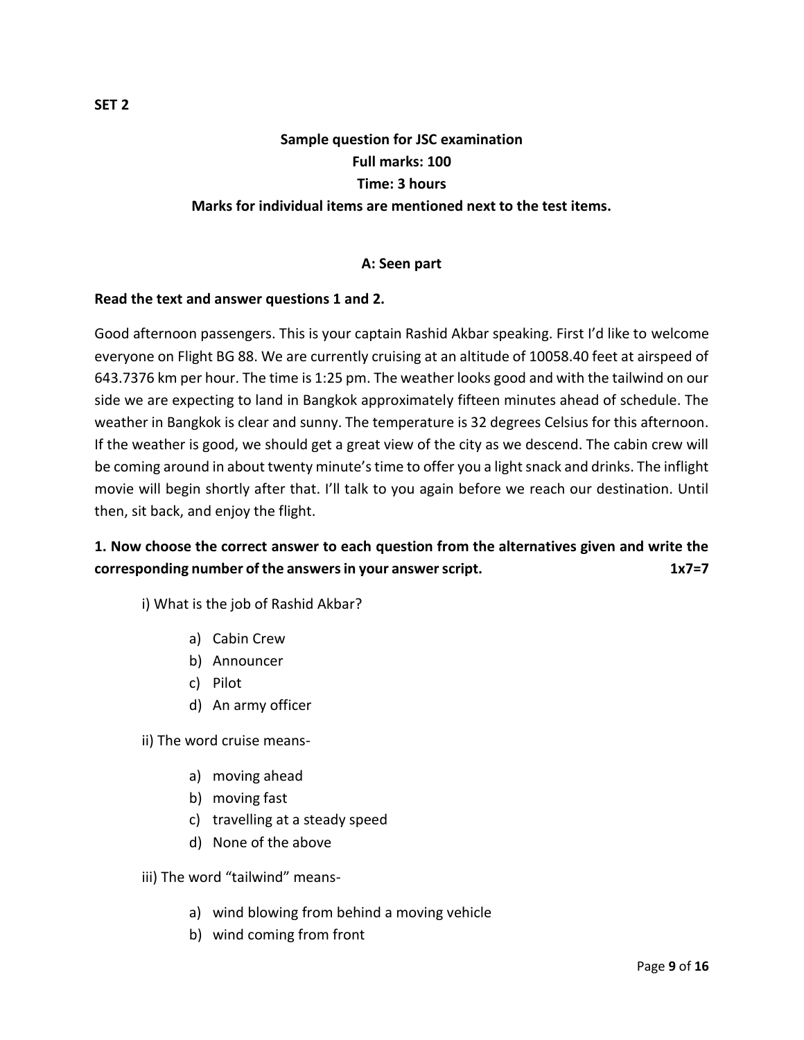**SET 2**

**Sample question for JSC examination**
**Full marks: 100**
**Time: 3 hours**
**Marks for individual items are mentioned next to the test items.**

**A: Seen part**

**Read the text and answer questions 1 and 2.**

Good afternoon passengers. This is your captain Rashid Akbar speaking. First I'd like to welcome everyone on Flight BG 88. We are currently cruising at an altitude of 10058.40 feet at airspeed of 643.7376 km per hour. The time is 1:25 pm. The weather looks good and with the tailwind on our side we are expecting to land in Bangkok approximately fifteen minutes ahead of schedule. The weather in Bangkok is clear and sunny. The temperature is 32 degrees Celsius for this afternoon. If the weather is good, we should get a great view of the city as we descend. The cabin crew will be coming around in about twenty minute's time to offer you a light snack and drinks. The inflight movie will begin shortly after that. I'll talk to you again before we reach our destination. Until then, sit back, and enjoy the flight.

**1. Now choose the correct answer to each question from the alternatives given and write the corresponding number of the answers in your answer script. 1x7=7**

i) What is the job of Rashid Akbar?

a) Cabin Crew
b) Announcer
c) Pilot
d) An army officer

ii) The word cruise means-

a) moving ahead
b) moving fast
c) travelling at a steady speed
d) None of the above

iii) The word "tailwind" means-

a) wind blowing from behind a moving vehicle
b) wind coming from front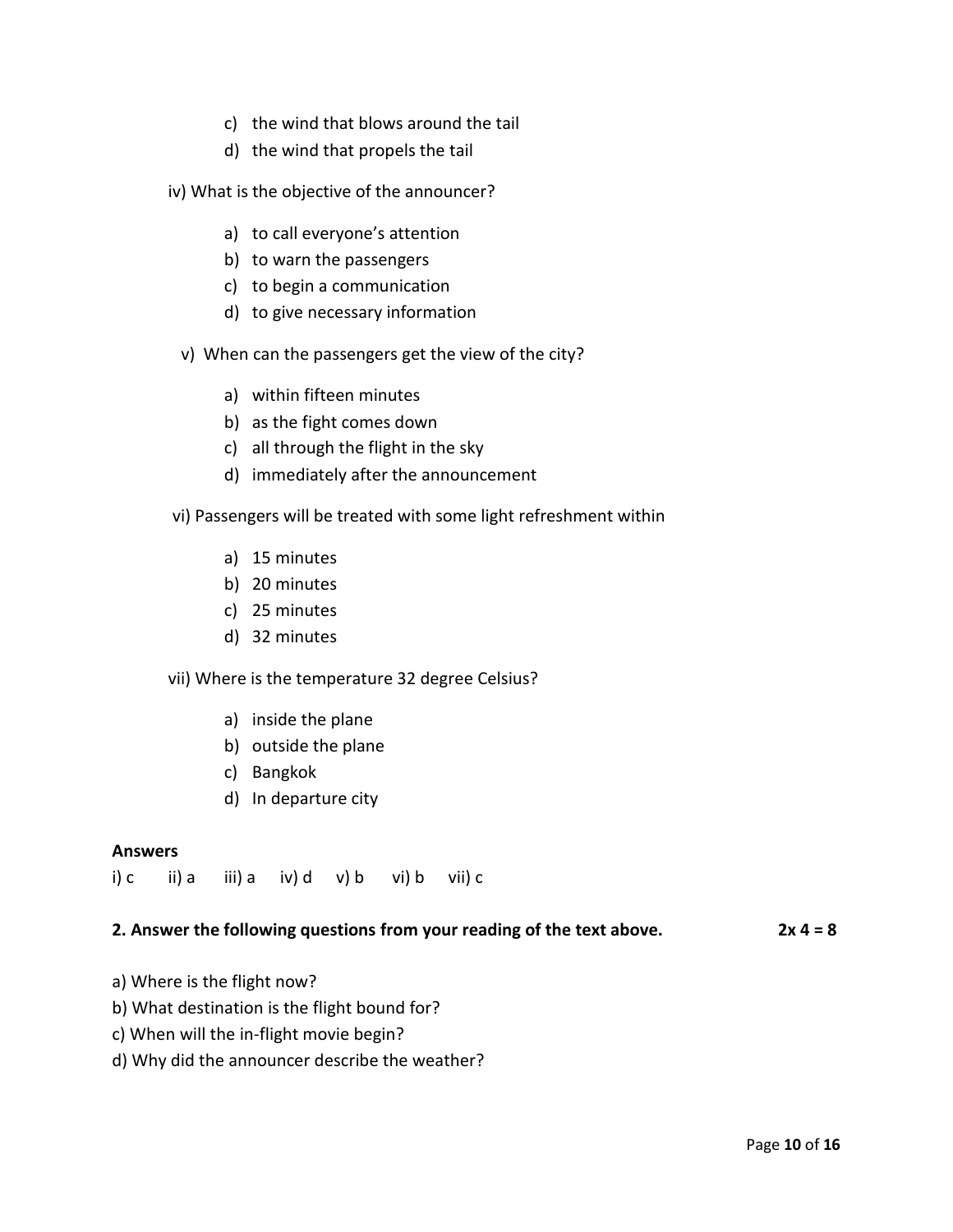c) the wind that blows around the tail
d) the wind that propels the tail

iv) What is the objective of the announcer?

a) to call everyone's attention
b) to warn the passengers
c) to begin a communication
d) to give necessary information

v) When can the passengers get the view of the city?

a) within fifteen minutes
b) as the fight comes down
c) all through the flight in the sky
d) immediately after the announcement

vi) Passengers will be treated with some light refreshment within

a) 15 minutes
b) 20 minutes
c) 25 minutes
d) 32 minutes

vii) Where is the temperature 32 degree Celsius?

a) inside the plane
b) outside the plane
c) Bangkok
d) In departure city

**Answers**

i) c ii) a iii) a iv) d v) b vi) b vii) c

**2. Answer the following questions from your reading of the text above. 2x 4 = 8**

a) Where is the flight now?
b) What destination is the flight bound for?
c) When will the in-flight movie begin?
d) Why did the announcer describe the weather?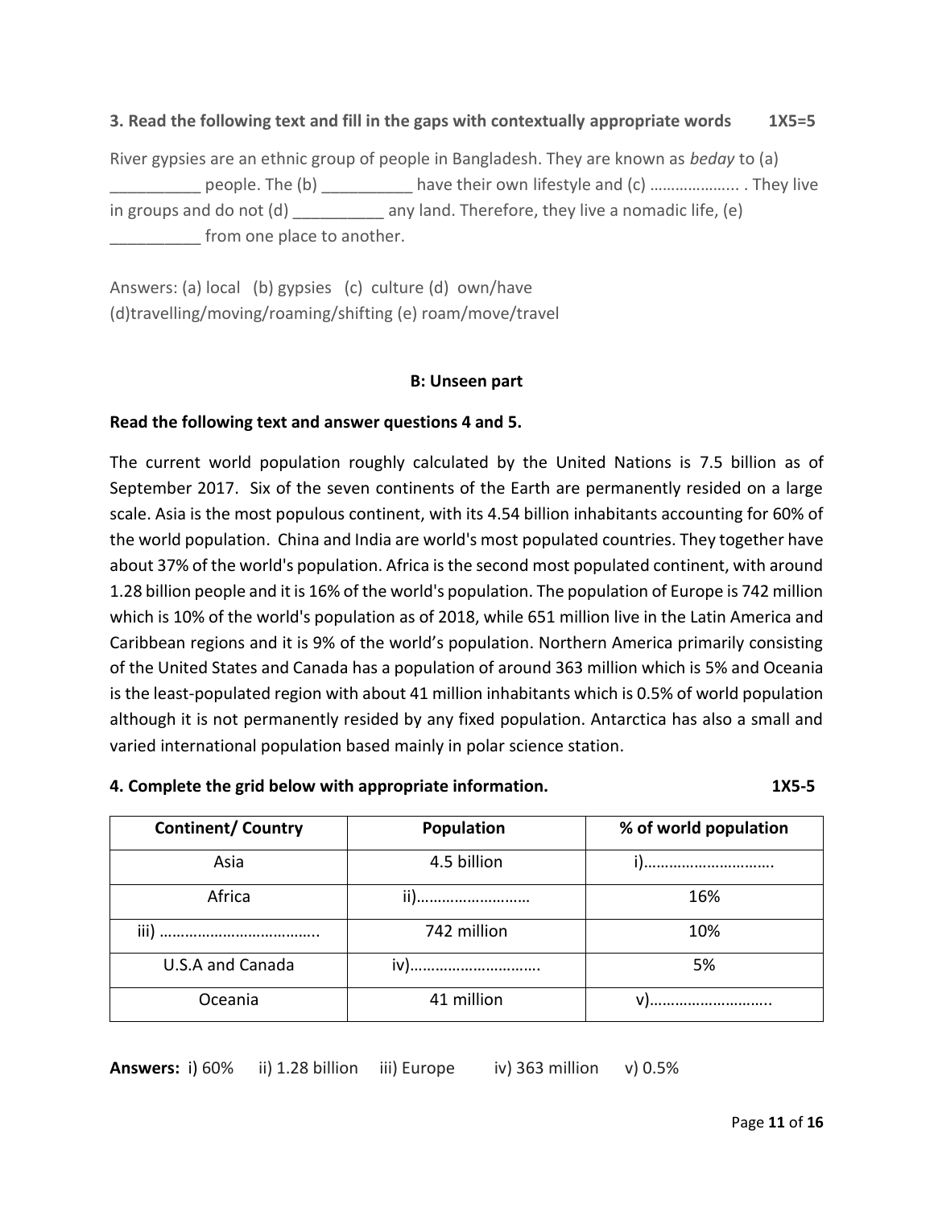**3. Read the following text and fill in the gaps with contextually appropriate words 1X5=5**

River gypsies are an ethnic group of people in Bangladesh. They are known as *beday* to (a) __________ people. The (b) __________ have their own lifestyle and (c) ……………….. . They live in groups and do not (d) __________ any land. Therefore, they live a nomadic life, (e) __________ from one place to another.

Answers: (a) local (b) gypsies (c) culture (d) own/have (d)travelling/moving/roaming/shifting (e) roam/move/travel

**B: Unseen part**

**Read the following text and answer questions 4 and 5.**

The current world population roughly calculated by the United Nations is 7.5 billion as of September 2017. Six of the seven continents of the Earth are permanently resided on a large scale. Asia is the most populous continent, with its 4.54 billion inhabitants accounting for 60% of the world population. China and India are world's most populated countries. They together have about 37% of the world's population. Africa is the second most populated continent, with around 1.28 billion people and it is 16% of the world's population. The population of Europe is 742 million which is 10% of the world's population as of 2018, while 651 million live in the Latin America and Caribbean regions and it is 9% of the world's population. Northern America primarily consisting of the United States and Canada has a population of around 363 million which is 5% and Oceania is the least-populated region with about 41 million inhabitants which is 0.5% of world population although it is not permanently resided by any fixed population. Antarctica has also a small and varied international population based mainly in polar science station.

**4. Complete the grid below with appropriate information. 1X5-5**

| Continent/ Country | Population | % of world population |
|---|---|---|
| Asia | 4.5 billion | i)………………………… |
| Africa | ii)……………………… | 16% |
| iii) ……………………………… | 742 million | 10% |
| U.S.A and Canada | iv)………………………… | 5% |
| Oceania | 41 million | v)……………………….. |

**Answers:** i) 60% ii) 1.28 billion iii) Europe iv) 363 million v) 0.5%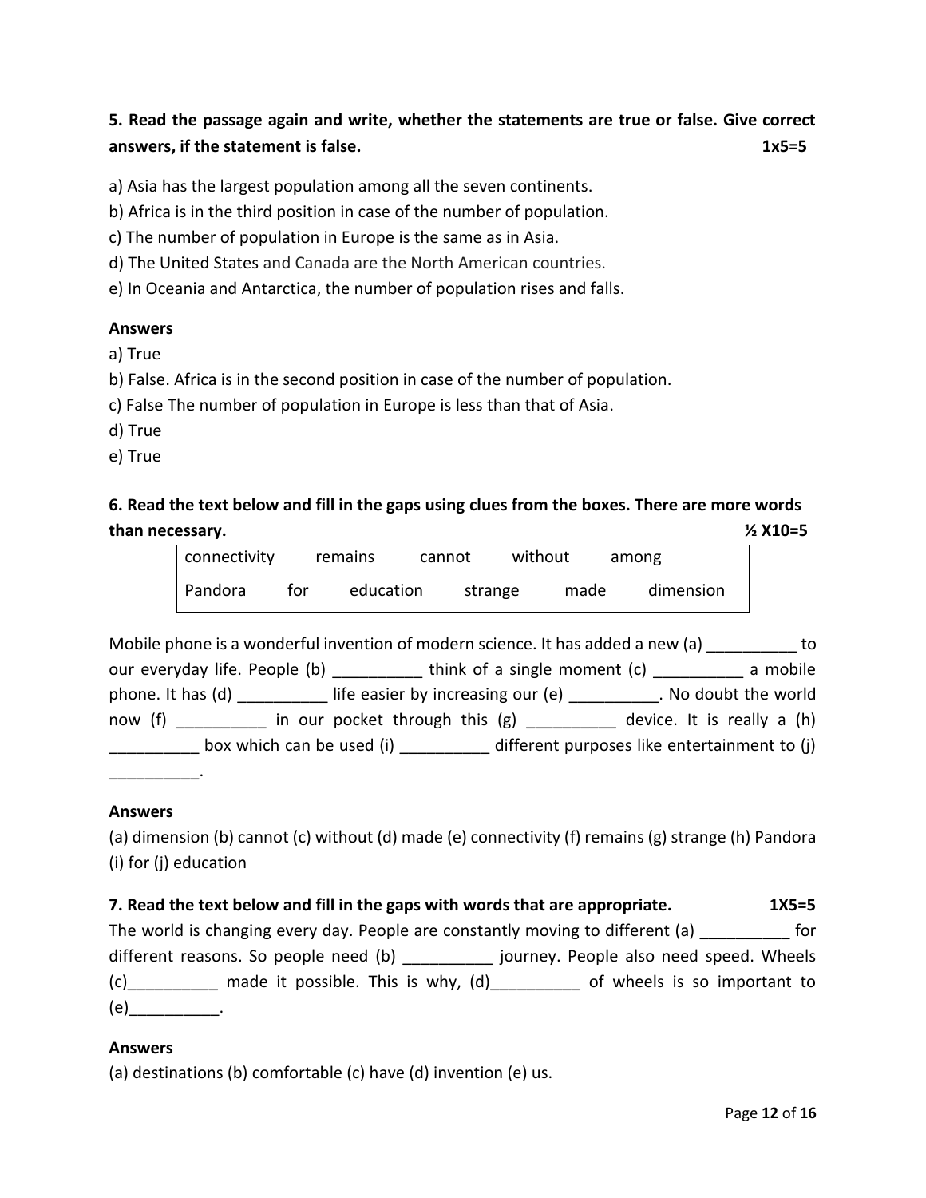**5. Read the passage again and write, whether the statements are true or false. Give correct answers, if the statement is false. 1x5=5**

a) Asia has the largest population among all the seven continents.
b) Africa is in the third position in case of the number of population.
c) The number of population in Europe is the same as in Asia.
d) The United States and Canada are the North American countries.
e) In Oceania and Antarctica, the number of population rises and falls.

**Answers**

a) True
b) False. Africa is in the second position in case of the number of population.
c) False The number of population in Europe is less than that of Asia.
d) True
e) True

**6. Read the text below and fill in the gaps using clues from the boxes. There are more words than necessary. ½ X10=5**

| connectivity | remains | cannot | without | among | |
|---|---|---|---|---|---|
| Pandora | for | education | strange | made | dimension |

Mobile phone is a wonderful invention of modern science. It has added a new (a) __________ to our everyday life. People (b) __________ think of a single moment (c) __________ a mobile phone. It has (d) __________ life easier by increasing our (e) __________. No doubt the world now (f) __________ in our pocket through this (g) __________ device. It is really a (h) __________ box which can be used (i) __________ different purposes like entertainment to (j) __________.

**Answers**

(a) dimension (b) cannot (c) without (d) made (e) connectivity (f) remains (g) strange (h) Pandora (i) for (j) education

**7. Read the text below and fill in the gaps with words that are appropriate. 1X5=5**

The world is changing every day. People are constantly moving to different (a) __________ for different reasons. So people need (b) __________ journey. People also need speed. Wheels (c)__________ made it possible. This is why, (d)__________ of wheels is so important to (e)__________.

**Answers**

(a) destinations (b) comfortable (c) have (d) invention (e) us.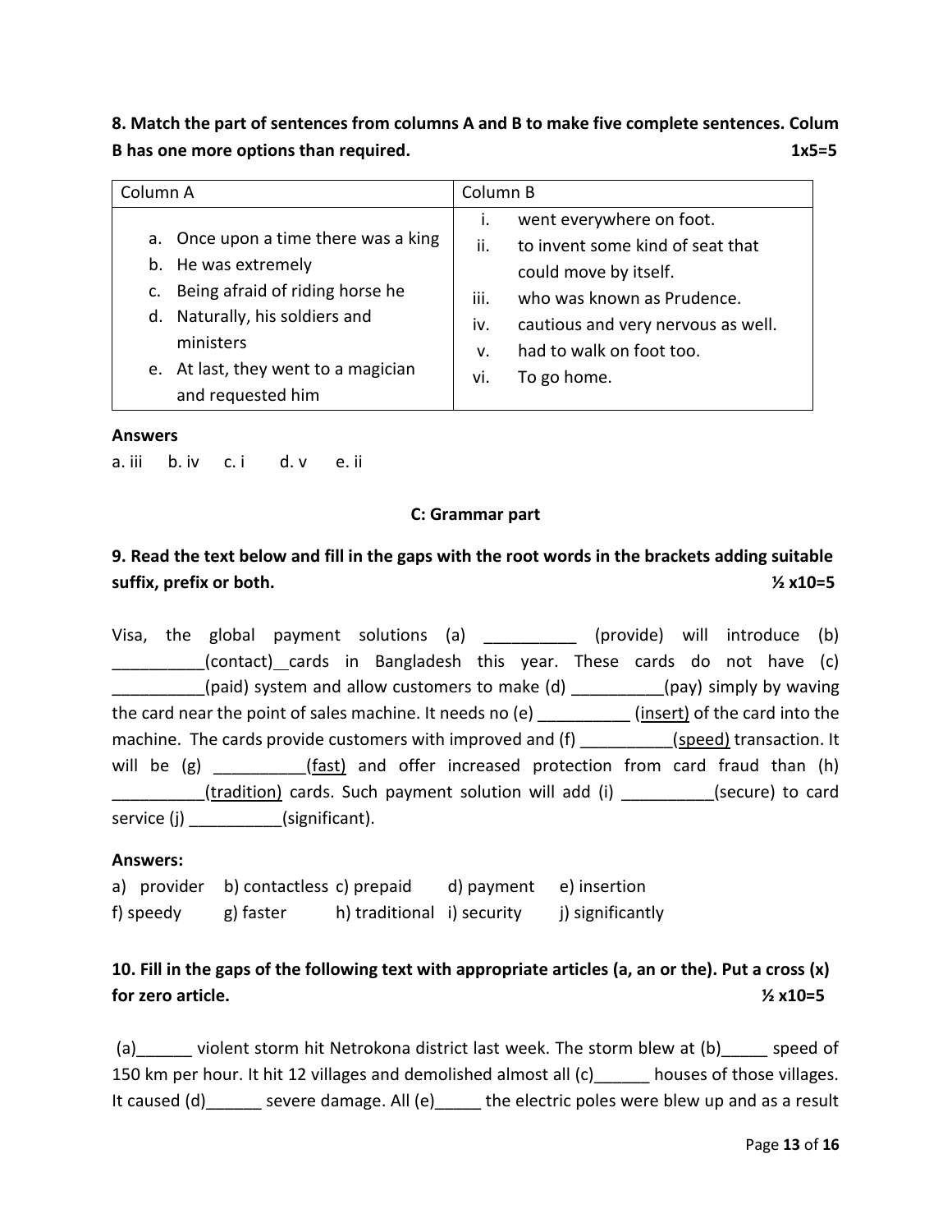**8. Match the part of sentences from columns A and B to make five complete sentences. Colum B has one more options than required. 1x5=5**

| Column A | Column B |
|---|---|
| a. Once upon a time there was a king<br>b. He was extremely<br>c. Being afraid of riding horse he<br>d. Naturally, his soldiers and ministers<br>e. At last, they went to a magician and requested him | i. went everywhere on foot.<br>ii. to invent some kind of seat that could move by itself.<br>iii. who was known as Prudence.<br>iv. cautious and very nervous as well.<br>v. had to walk on foot too.<br>vi. To go home. |

**Answers**

a. iii  b. iv  c. i  d. v  e. ii

**C: Grammar part**

**9. Read the text below and fill in the gaps with the root words in the brackets adding suitable suffix, prefix or both. ½ x10=5**

Visa, the global payment solutions (a) __________ (provide) will introduce (b) __________(contact) cards in Bangladesh this year. These cards do not have (c) __________(paid) system and allow customers to make (d) __________(pay) simply by waving the card near the point of sales machine. It needs no (e) __________ (<u>insert</u>) of the card into the machine. The cards provide customers with improved and (f) __________(<u>speed</u>) transaction. It will be (g) __________(<u>fast</u>) and offer increased protection from card fraud than (h) __________(<u>tradition</u>) cards. Such payment solution will add (i) __________(secure) to card service (j) __________(significant).

**Answers:**

a) provider b) contactless c) prepaid d) payment e) insertion
f) speedy g) faster h) traditional i) security j) significantly

**10. Fill in the gaps of the following text with appropriate articles (a, an or the). Put a cross (x) for zero article. ½ x10=5**

(a)______ violent storm hit Netrokona district last week. The storm blew at (b)_____ speed of 150 km per hour. It hit 12 villages and demolished almost all (c)______ houses of those villages. It caused (d)______ severe damage. All (e)_____ the electric poles were blew up and as a result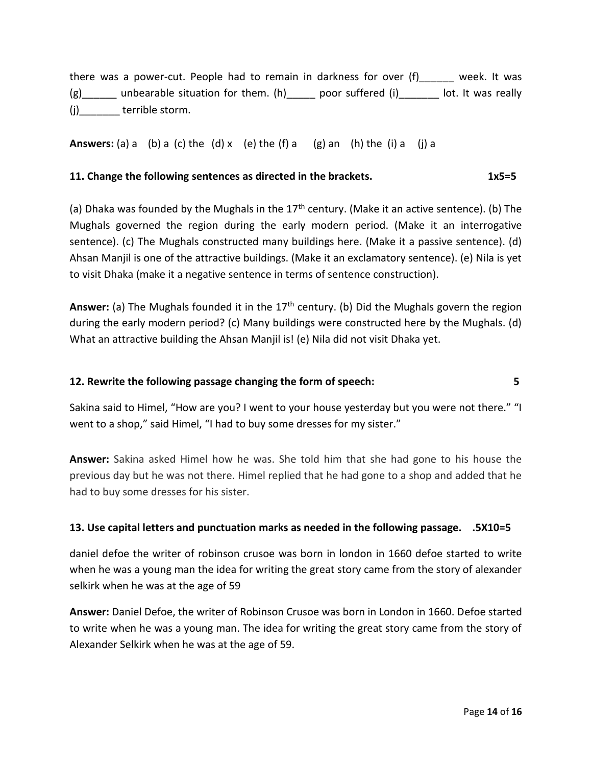there was a power-cut. People had to remain in darkness for over (f)______ week. It was (g)______ unbearable situation for them. (h)_____ poor suffered (i)_______ lot. It was really (j)_______ terrible storm.

**Answers:** (a) a (b) a (c) the (d) x (e) the (f) a (g) an (h) the (i) a (j) a

**11. Change the following sentences as directed in the brackets. 1x5=5**

(a) Dhaka was founded by the Mughals in the 17th century. (Make it an active sentence). (b) The Mughals governed the region during the early modern period. (Make it an interrogative sentence). (c) The Mughals constructed many buildings here. (Make it a passive sentence). (d) Ahsan Manjil is one of the attractive buildings. (Make it an exclamatory sentence). (e) Nila is yet to visit Dhaka (make it a negative sentence in terms of sentence construction).

**Answer:** (a) The Mughals founded it in the 17th century. (b) Did the Mughals govern the region during the early modern period? (c) Many buildings were constructed here by the Mughals. (d) What an attractive building the Ahsan Manjil is! (e) Nila did not visit Dhaka yet.

**12. Rewrite the following passage changing the form of speech: 5**

Sakina said to Himel, "How are you? I went to your house yesterday but you were not there." "I went to a shop," said Himel, "I had to buy some dresses for my sister."

**Answer:** Sakina asked Himel how he was. She told him that she had gone to his house the previous day but he was not there. Himel replied that he had gone to a shop and added that he had to buy some dresses for his sister.

**13. Use capital letters and punctuation marks as needed in the following passage. .5X10=5**

daniel defoe the writer of robinson crusoe was born in london in 1660 defoe started to write when he was a young man the idea for writing the great story came from the story of alexander selkirk when he was at the age of 59

**Answer:** Daniel Defoe, the writer of Robinson Crusoe was born in London in 1660. Defoe started to write when he was a young man. The idea for writing the great story came from the story of Alexander Selkirk when he was at the age of 59.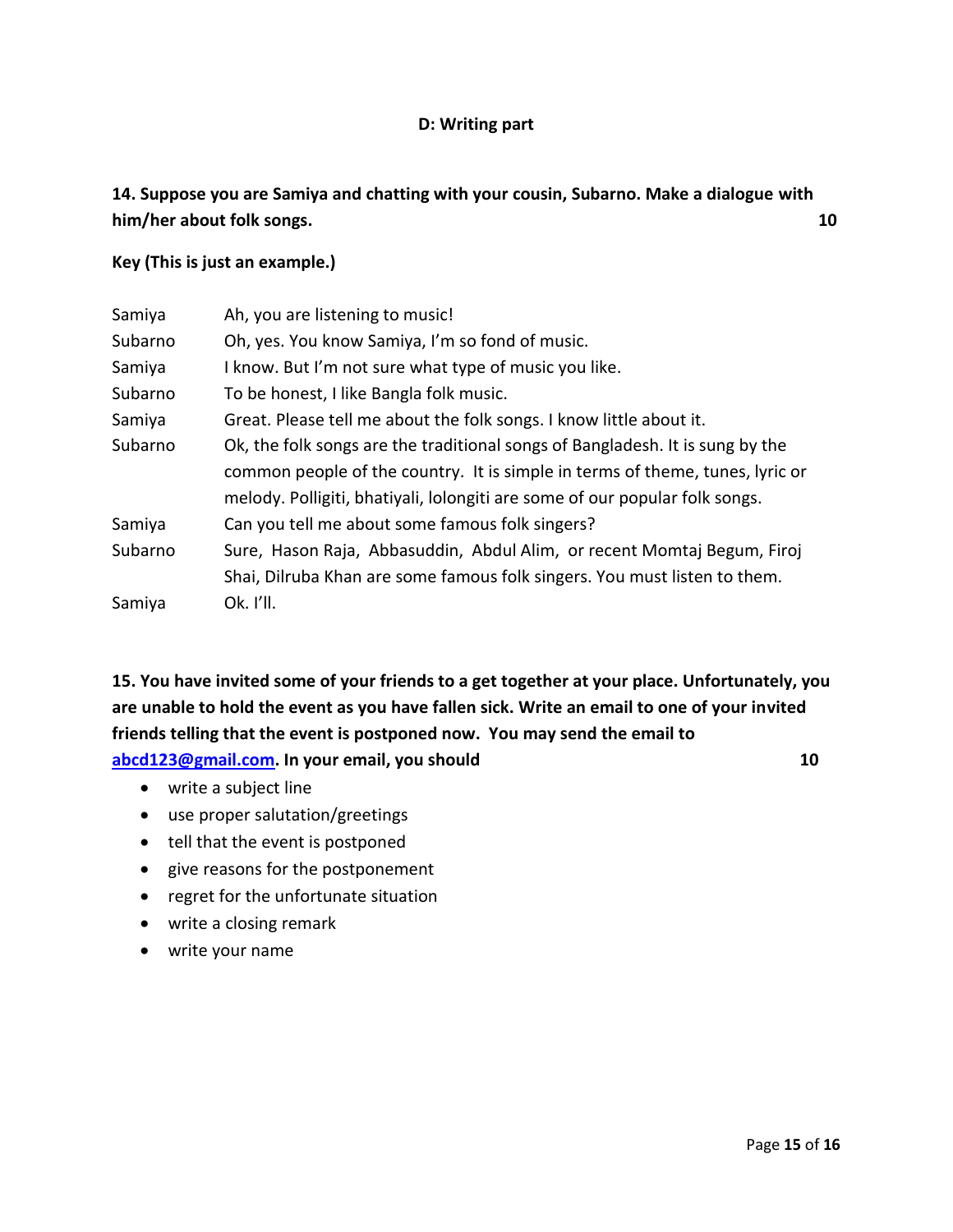## D: Writing part

**14. Suppose you are Samiya and chatting with your cousin, Subarno. Make a dialogue with him/her about folk songs. 10**

**Key (This is just an example.)**

| | |
|---|---|
| Samiya | Ah, you are listening to music! |
| Subarno | Oh, yes. You know Samiya, I'm so fond of music. |
| Samiya | I know. But I'm not sure what type of music you like. |
| Subarno | To be honest, I like Bangla folk music. |
| Samiya | Great. Please tell me about the folk songs. I know little about it. |
| Subarno | Ok, the folk songs are the traditional songs of Bangladesh. It is sung by the common people of the country. It is simple in terms of theme, tunes, lyric or melody. Polligiti, bhatiyali, lolongiti are some of our popular folk songs. |
| Samiya | Can you tell me about some famous folk singers? |
| Subarno | Sure, Hason Raja, Abbasuddin, Abdul Alim, or recent Momtaj Begum, Firoj Shai, Dilruba Khan are some famous folk singers. You must listen to them. |
| Samiya | Ok. I'll. |

**15. You have invited some of your friends to a get together at your place. Unfortunately, you are unable to hold the event as you have fallen sick. Write an email to one of your invited friends telling that the event is postponed now. You may send the email to abcd123@gmail.com. In your email, you should 10**

- write a subject line
- use proper salutation/greetings
- tell that the event is postponed
- give reasons for the postponement
- regret for the unfortunate situation
- write a closing remark
- write your name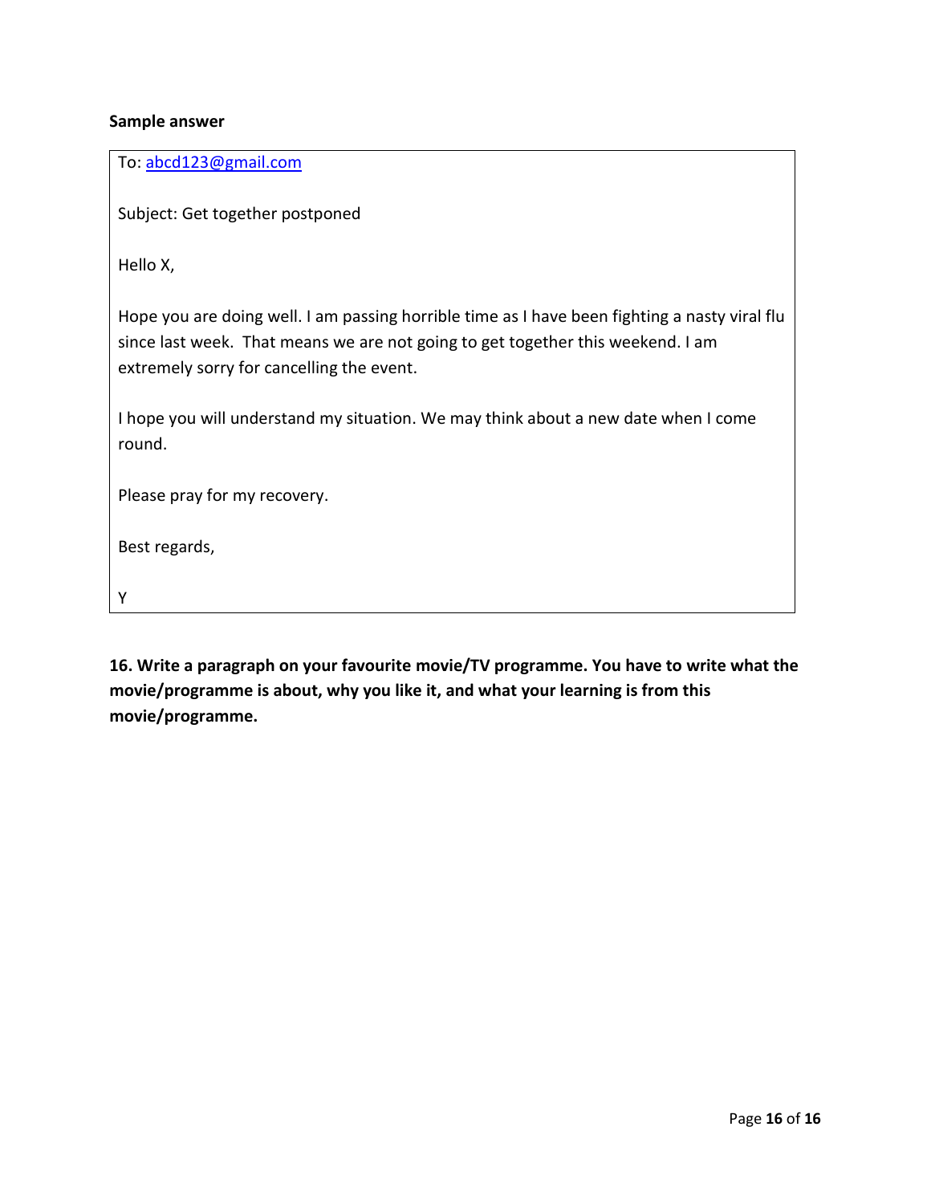**Sample answer**

To: abcd123@gmail.com

Subject: Get together postponed

Hello X,

Hope you are doing well. I am passing horrible time as I have been fighting a nasty viral flu since last week. That means we are not going to get together this weekend. I am extremely sorry for cancelling the event.

I hope you will understand my situation. We may think about a new date when I come round.

Please pray for my recovery.

Best regards,

Y

**16. Write a paragraph on your favourite movie/TV programme. You have to write what the movie/programme is about, why you like it, and what your learning is from this movie/programme.**